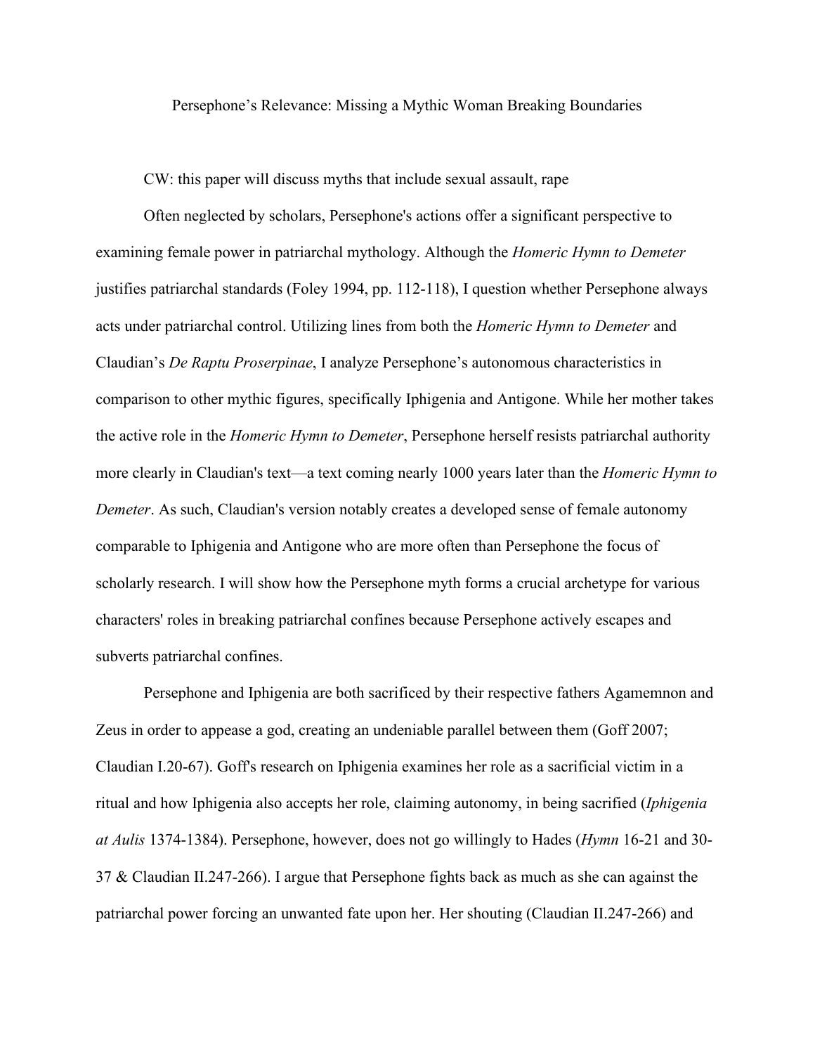# Persephone's Relevance: Missing a Mythic Woman Breaking Boundaries

CW: this paper will discuss myths that include sexual assault, rape

Often neglected by scholars, Persephone's actions offer a significant perspective to examining female power in patriarchal mythology. Although the *Homeric Hymn to Demeter* justifies patriarchal standards (Foley 1994, pp. 112-118), I question whether Persephone always acts under patriarchal control. Utilizing lines from both the *Homeric Hymn to Demeter* and Claudian's *De Raptu Proserpinae*, I analyze Persephone's autonomous characteristics in comparison to other mythic figures, specifically Iphigenia and Antigone. While her mother takes the active role in the *Homeric Hymn to Demeter*, Persephone herself resists patriarchal authority more clearly in Claudian's text—a text coming nearly 1000 years later than the *Homeric Hymn to Demeter*. As such, Claudian's version notably creates a developed sense of female autonomy comparable to Iphigenia and Antigone who are more often than Persephone the focus of scholarly research. I will show how the Persephone myth forms a crucial archetype for various characters' roles in breaking patriarchal confines because Persephone actively escapes and subverts patriarchal confines.

Persephone and Iphigenia are both sacrificed by their respective fathers Agamemnon and Zeus in order to appease a god, creating an undeniable parallel between them (Goff 2007; Claudian I.20-67). Goff's research on Iphigenia examines her role as a sacrificial victim in a ritual and how Iphigenia also accepts her role, claiming autonomy, in being sacrified (*Iphigenia at Aulis* 1374-1384). Persephone, however, does not go willingly to Hades (*Hymn* 16-21 and 30-37 & Claudian II.247-266). I argue that Persephone fights back as much as she can against the patriarchal power forcing an unwanted fate upon her. Her shouting (Claudian II.247-266) and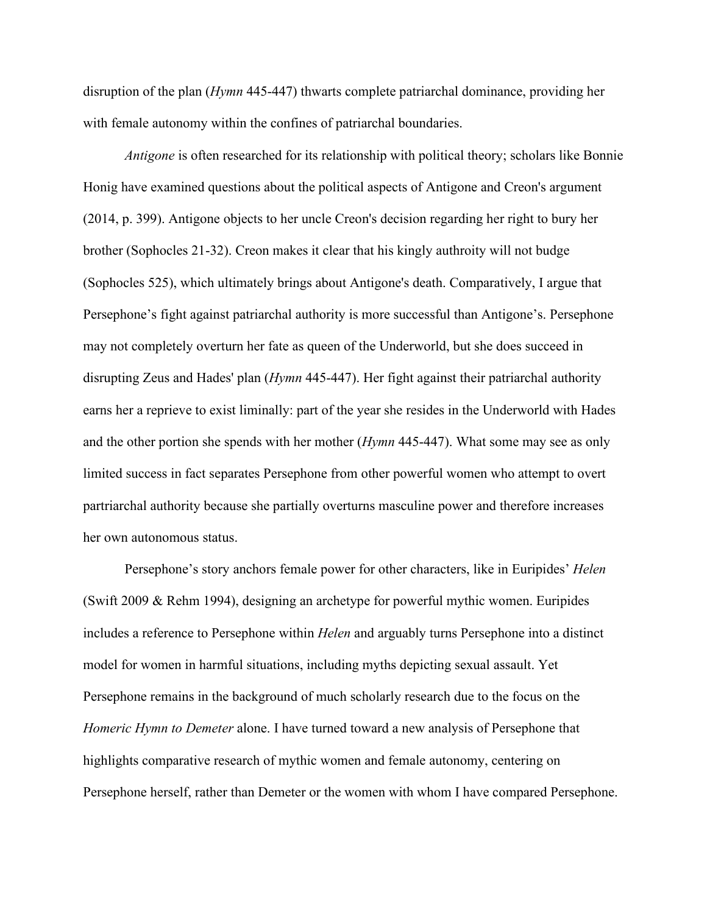disruption of the plan (*Hymn* 445-447) thwarts complete patriarchal dominance, providing her with female autonomy within the confines of patriarchal boundaries.

*Antigone* is often researched for its relationship with political theory; scholars like Bonnie Honig have examined questions about the political aspects of Antigone and Creon's argument (2014, p. 399). Antigone objects to her uncle Creon's decision regarding her right to bury her brother (Sophocles 21-32). Creon makes it clear that his kingly authroity will not budge (Sophocles 525), which ultimately brings about Antigone's death. Comparatively, I argue that Persephone's fight against patriarchal authority is more successful than Antigone's. Persephone may not completely overturn her fate as queen of the Underworld, but she does succeed in disrupting Zeus and Hades' plan (*Hymn* 445-447). Her fight against their patriarchal authority earns her a reprieve to exist liminally: part of the year she resides in the Underworld with Hades and the other portion she spends with her mother (*Hymn* 445-447). What some may see as only limited success in fact separates Persephone from other powerful women who attempt to overt partriarchal authority because she partially overturns masculine power and therefore increases her own autonomous status.

Persephone's story anchors female power for other characters, like in Euripides' *Helen* (Swift 2009 & Rehm 1994), designing an archetype for powerful mythic women. Euripides includes a reference to Persephone within *Helen* and arguably turns Persephone into a distinct model for women in harmful situations, including myths depicting sexual assault. Yet Persephone remains in the background of much scholarly research due to the focus on the *Homeric Hymn to Demeter* alone. I have turned toward a new analysis of Persephone that highlights comparative research of mythic women and female autonomy, centering on Persephone herself, rather than Demeter or the women with whom I have compared Persephone.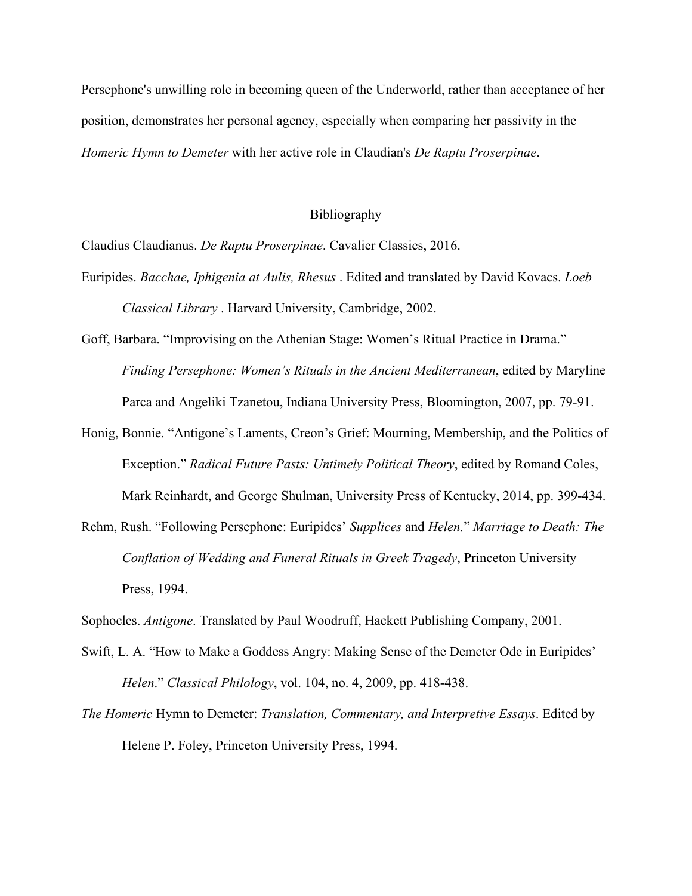Persephone's unwilling role in becoming queen of the Underworld, rather than acceptance of her position, demonstrates her personal agency, especially when comparing her passivity in the *Homeric Hymn to Demeter* with her active role in Claudian's *De Raptu Proserpinae*.

## Bibliography

Claudius Claudianus. *De Raptu Proserpinae*. Cavalier Classics, 2016.

Euripides. *Bacchae, Iphigenia at Aulis, Rhesus* . Edited and translated by David Kovacs. *Loeb Classical Library* . Harvard University, Cambridge, 2002.

Goff, Barbara. "Improvising on the Athenian Stage: Women's Ritual Practice in Drama." *Finding Persephone: Women's Rituals in the Ancient Mediterranean*, edited by Maryline Parca and Angeliki Tzanetou, Indiana University Press, Bloomington, 2007, pp. 79-91.

Honig, Bonnie. "Antigone's Laments, Creon's Grief: Mourning, Membership, and the Politics of Exception." *Radical Future Pasts: Untimely Political Theory*, edited by Romand Coles, Mark Reinhardt, and George Shulman, University Press of Kentucky, 2014, pp. 399-434.

Rehm, Rush. "Following Persephone: Euripides' *Supplices* and *Helen.*" *Marriage to Death: The Conflation of Wedding and Funeral Rituals in Greek Tragedy*, Princeton University Press, 1994.

Sophocles. *Antigone*. Translated by Paul Woodruff, Hackett Publishing Company, 2001.

Swift, L. A. "How to Make a Goddess Angry: Making Sense of the Demeter Ode in Euripides' *Helen*." *Classical Philology*, vol. 104, no. 4, 2009, pp. 418-438.

*The Homeric* Hymn to Demeter: *Translation, Commentary, and Interpretive Essays*. Edited by Helene P. Foley, Princeton University Press, 1994.